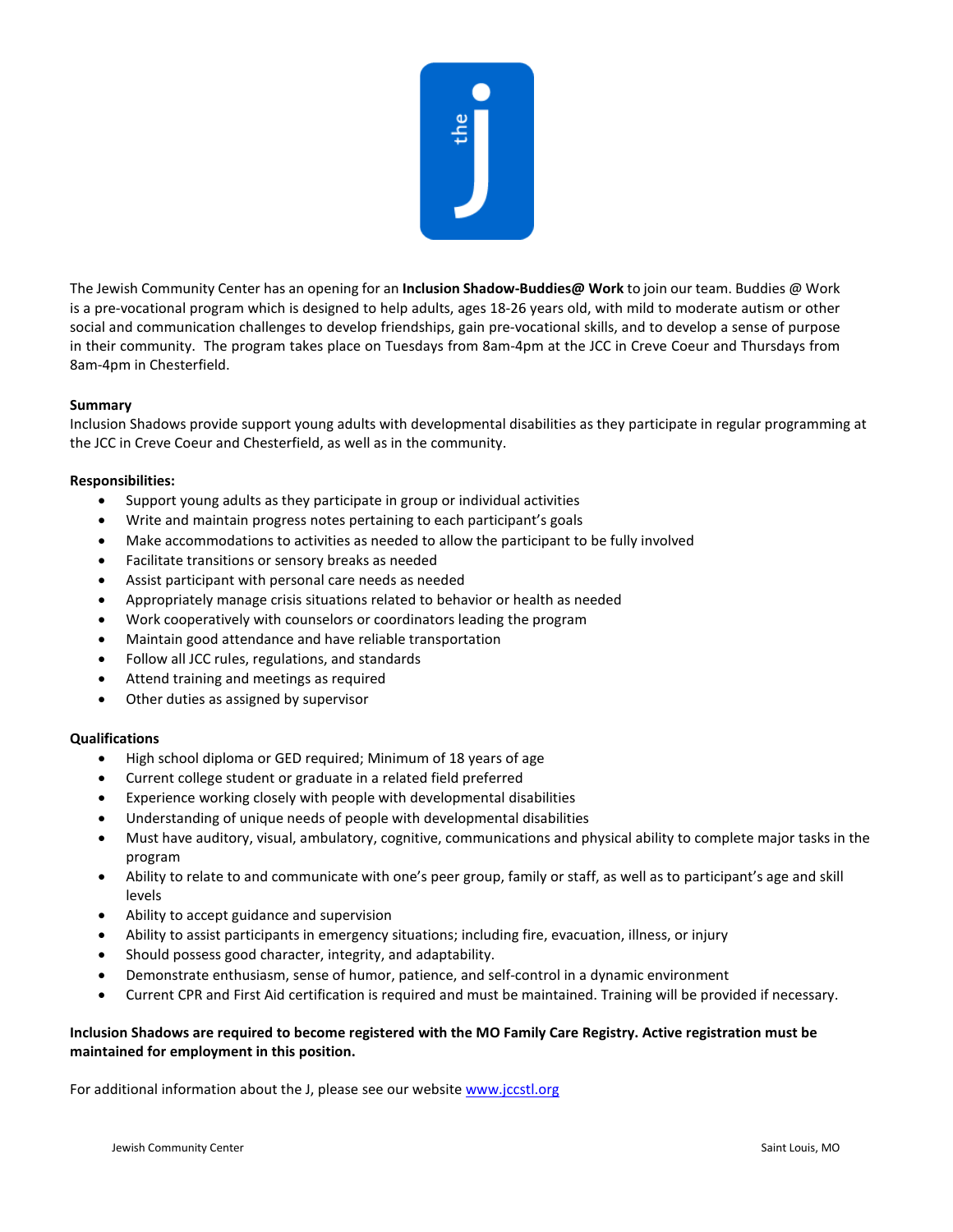The Jewish Community Center has an opening for an **Inclusion Shadow-Buddies@ Work** to join our team. Buddies @ Work is a pre-vocational program which is designed to help adults, ages 18-26 years old, with mild to moderate autism or other social and communication challenges to develop friendships, gain pre-vocational skills, and to develop a sense of purpose in their community. The program takes place on Tuesdays from 8am-4pm at the JCC in Creve Coeur and Thursdays from 8am-4pm in Chesterfield.

**Summary**

Inclusion Shadows provide support young adults with developmental disabilities as they participate in regular programming at the JCC in Creve Coeur and Chesterfield, as well as in the community.

**Responsibilities:**

- Support young adults as they participate in group or individual activities
- Write and maintain progress notes pertaining to each participant's goals
- Make accommodations to activities as needed to allow the participant to be fully involved
- Facilitate transitions or sensory breaks as needed
- Assist participant with personal care needs as needed
- Appropriately manage crisis situations related to behavior or health as needed
- Work cooperatively with counselors or coordinators leading the program
- Maintain good attendance and have reliable transportation
- Follow all JCC rules, regulations, and standards
- Attend training and meetings as required
- Other duties as assigned by supervisor

**Qualifications**

- High school diploma or GED required; Minimum of 18 years of age
- Current college student or graduate in a related field preferred
- Experience working closely with people with developmental disabilities
- Understanding of unique needs of people with developmental disabilities
- Must have auditory, visual, ambulatory, cognitive, communications and physical ability to complete major tasks in the program
- Ability to relate to and communicate with one's peer group, family or staff, as well as to participant's age and skill levels
- Ability to accept guidance and supervision
- Ability to assist participants in emergency situations; including fire, evacuation, illness, or injury
- Should possess good character, integrity, and adaptability.
- Demonstrate enthusiasm, sense of humor, patience, and self-control in a dynamic environment
- Current CPR and First Aid certification is required and must be maintained. Training will be provided if necessary.

**Inclusion Shadows are required to become registered with the MO Family Care Registry. Active registration must be maintained for employment in this position.**

For additional information about the J, please see our website [www.jccstl.org](http://www.jccstl.org)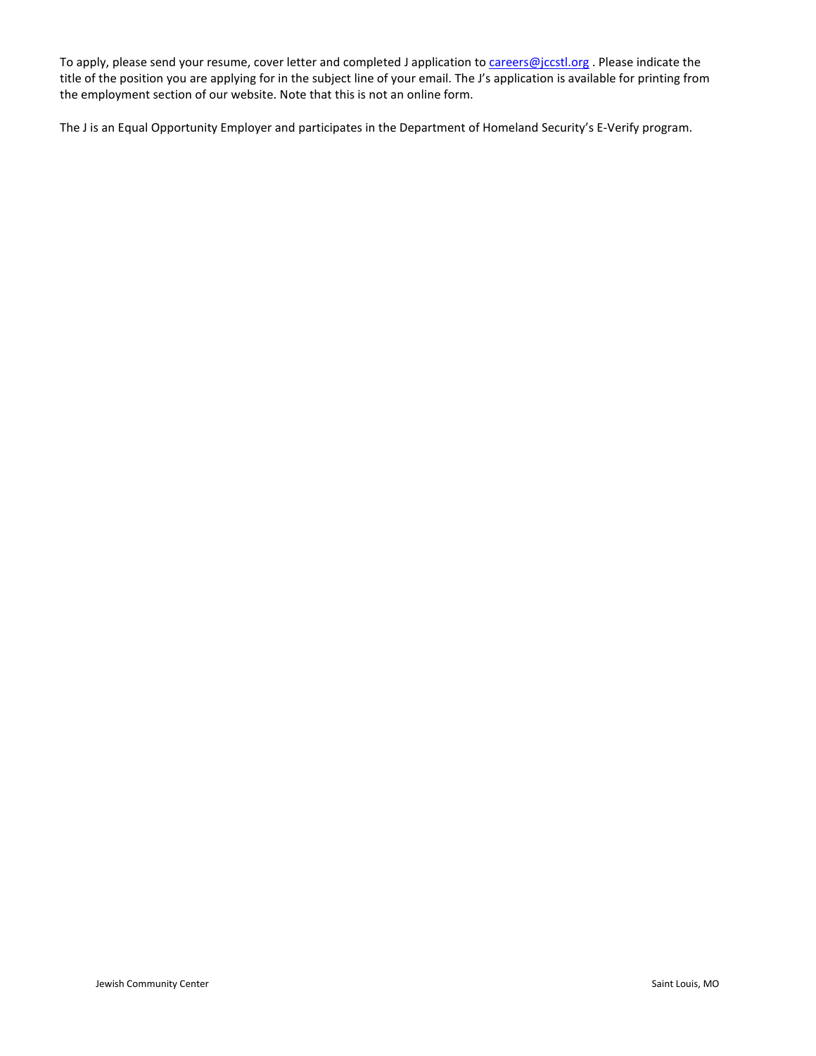To apply, please send your resume, cover letter and completed J application to careers@jccstl.org . Please indicate the title of the position you are applying for in the subject line of your email. The J's application is available for printing from the employment section of our website. Note that this is not an online form.

The J is an Equal Opportunity Employer and participates in the Department of Homeland Security's E-Verify program.